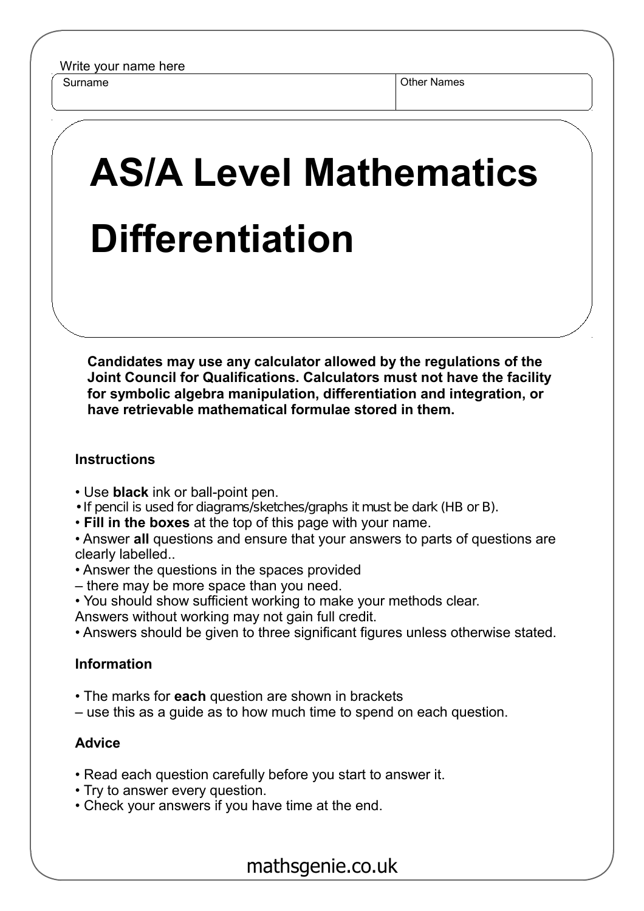Write your name here

| Surname | Other Names |
| --- | --- |
| | |

# AS/A Level Mathematics

# Differentiation

**Candidates may use any calculator allowed by the regulations of the Joint Council for Qualifications. Calculators must not have the facility for symbolic algebra manipulation, differentiation and integration, or have retrievable mathematical formulae stored in them.**

## Instructions

- Use **black** ink or ball-point pen.
- If pencil is used for diagrams/sketches/graphs it must be dark (HB or B).
- **Fill in the boxes** at the top of this page with your name.
- Answer **all** questions and ensure that your answers to parts of questions are clearly labelled..
- Answer the questions in the spaces provided
– there may be more space than you need.
- You should show sufficient working to make your methods clear.
Answers without working may not gain full credit.
- Answers should be given to three significant figures unless otherwise stated.

## Information

- The marks for **each** question are shown in brackets
– use this as a guide as to how much time to spend on each question.

## Advice

- Read each question carefully before you start to answer it.
- Try to answer every question.
- Check your answers if you have time at the end.

mathsgenie.co.uk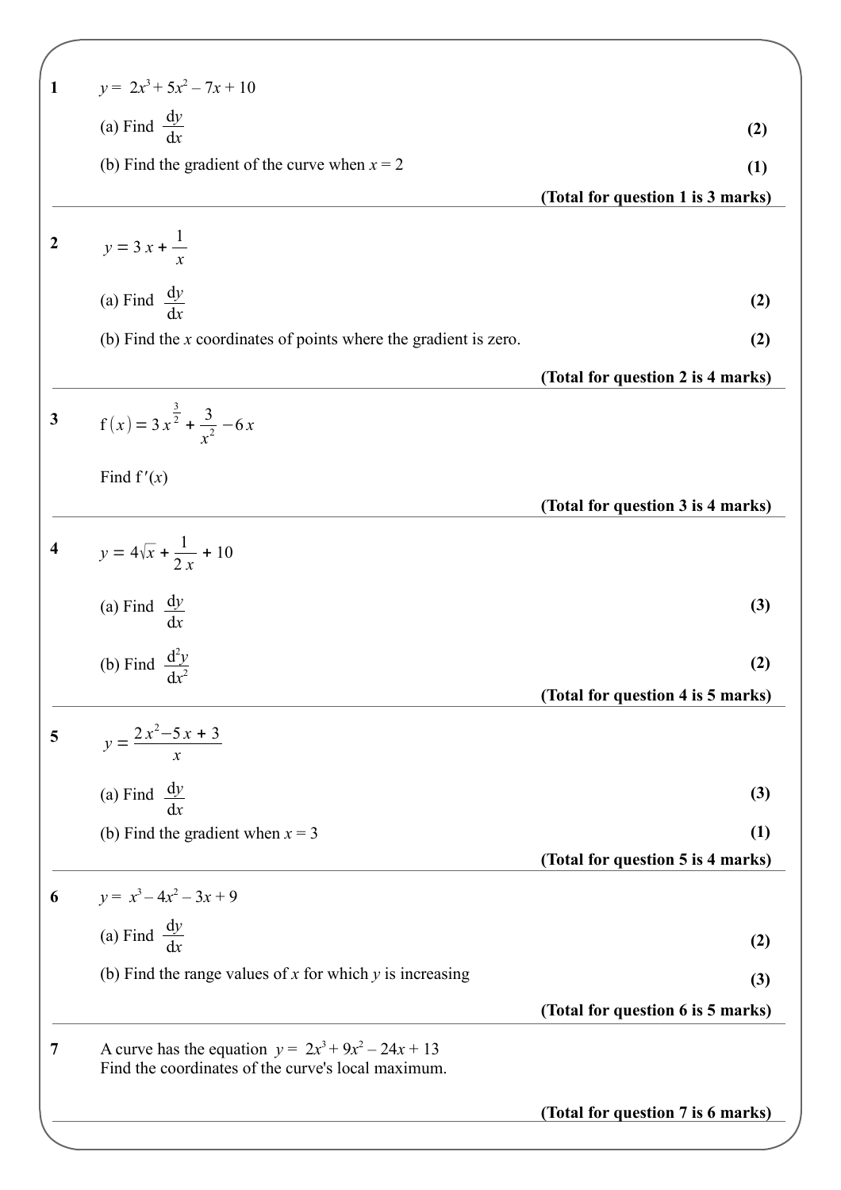**1** $y = 2x^3 + 5x^2 - 7x + 10$

(a) Find $\dfrac{dy}{dx}$ **(2)**

(b) Find the gradient of the curve when $x = 2$ **(1)**

**(Total for question 1 is 3 marks)**

---

**2** $y = 3x + \dfrac{1}{x}$

(a) Find $\dfrac{dy}{dx}$ **(2)**

(b) Find the $x$ coordinates of points where the gradient is zero. **(2)**

**(Total for question 2 is 4 marks)**

---

**3** $f(x) = 3x^{\frac{3}{2}} + \dfrac{3}{x^2} - 6x$

Find $f'(x)$

**(Total for question 3 is 4 marks)**

---

**4** $y = 4\sqrt{x} + \dfrac{1}{2x} + 10$

(a) Find $\dfrac{dy}{dx}$ **(3)**

(b) Find $\dfrac{d^2y}{dx^2}$ **(2)**

**(Total for question 4 is 5 marks)**

---

**5** $y = \dfrac{2x^2 - 5x + 3}{x}$

(a) Find $\dfrac{dy}{dx}$ **(3)**

(b) Find the gradient when $x = 3$ **(1)**

**(Total for question 5 is 4 marks)**

---

**6** $y = x^3 - 4x^2 - 3x + 9$

(a) Find $\dfrac{dy}{dx}$ **(2)**

(b) Find the range values of $x$ for which $y$ is increasing **(3)**

**(Total for question 6 is 5 marks)**

---

**7** A curve has the equation $y = 2x^3 + 9x^2 - 24x + 13$
Find the coordinates of the curve's local maximum.

**(Total for question 7 is 6 marks)**

---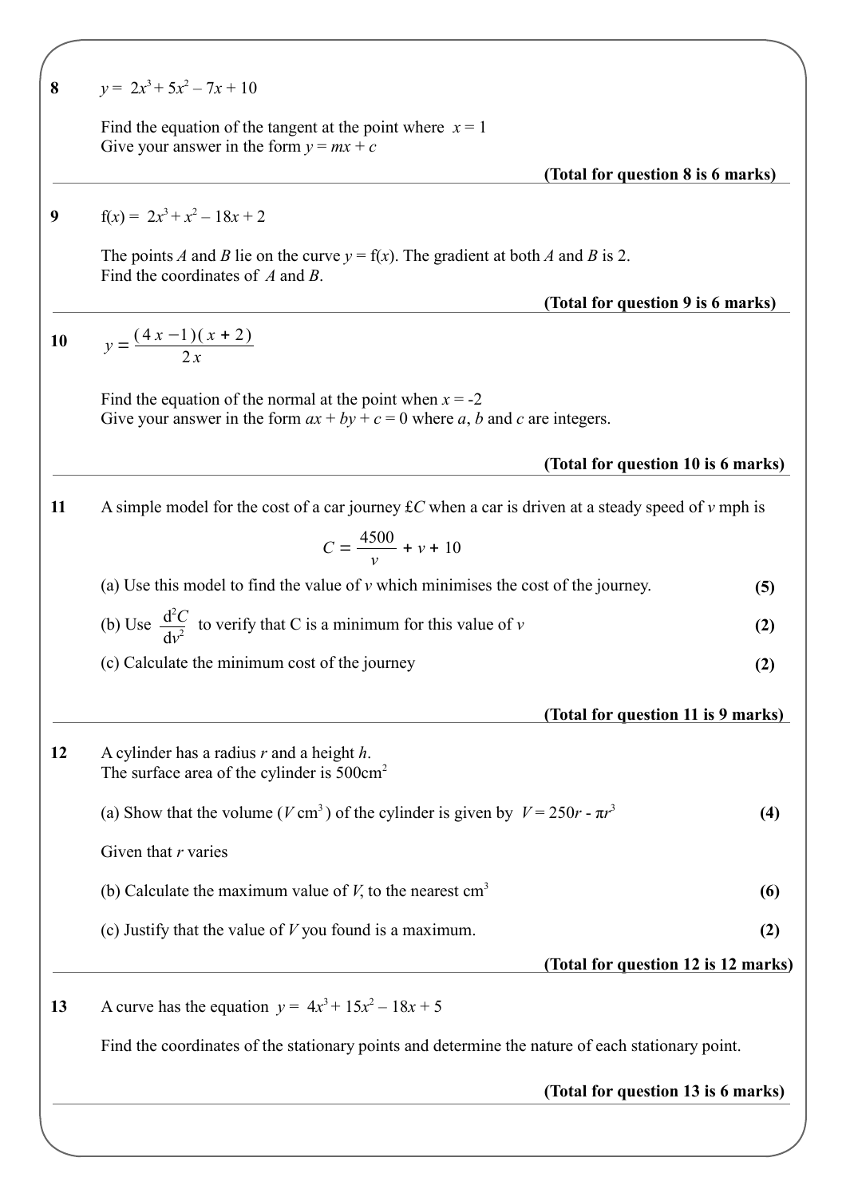**8** $y = 2x^3 + 5x^2 - 7x + 10$

Find the equation of the tangent at the point where $x = 1$
Give your answer in the form $y = mx + c$

**(Total for question 8 is 6 marks)**

---

**9** $f(x) = 2x^3 + x^2 - 18x + 2$

The points $A$ and $B$ lie on the curve $y = f(x)$. The gradient at both $A$ and $B$ is 2.
Find the coordinates of $A$ and $B$.

**(Total for question 9 is 6 marks)**

---

**10** $y = \dfrac{(4x-1)(x+2)}{2x}$

Find the equation of the normal at the point when $x = -2$
Give your answer in the form $ax + by + c = 0$ where $a$, $b$ and $c$ are integers.

**(Total for question 10 is 6 marks)**

---

**11** A simple model for the cost of a car journey £$C$ when a car is driven at a steady speed of $v$ mph is

$$C = \frac{4500}{v} + v + 10$$

(a) Use this model to find the value of $v$ which minimises the cost of the journey. **(5)**

(b) Use $\dfrac{d^2C}{dv^2}$ to verify that C is a minimum for this value of $v$ **(2)**

(c) Calculate the minimum cost of the journey **(2)**

**(Total for question 11 is 9 marks)**

---

**12** A cylinder has a radius $r$ and a height $h$.
The surface area of the cylinder is 500cm$^2$

(a) Show that the volume ($V$ cm$^3$) of the cylinder is given by $V = 250r - \pi r^3$ **(4)**

Given that $r$ varies

(b) Calculate the maximum value of $V$, to the nearest cm$^3$ **(6)**

(c) Justify that the value of $V$ you found is a maximum. **(2)**

**(Total for question 12 is 12 marks)**

---

**13** A curve has the equation $y = 4x^3 + 15x^2 - 18x + 5$

Find the coordinates of the stationary points and determine the nature of each stationary point.

**(Total for question 13 is 6 marks)**